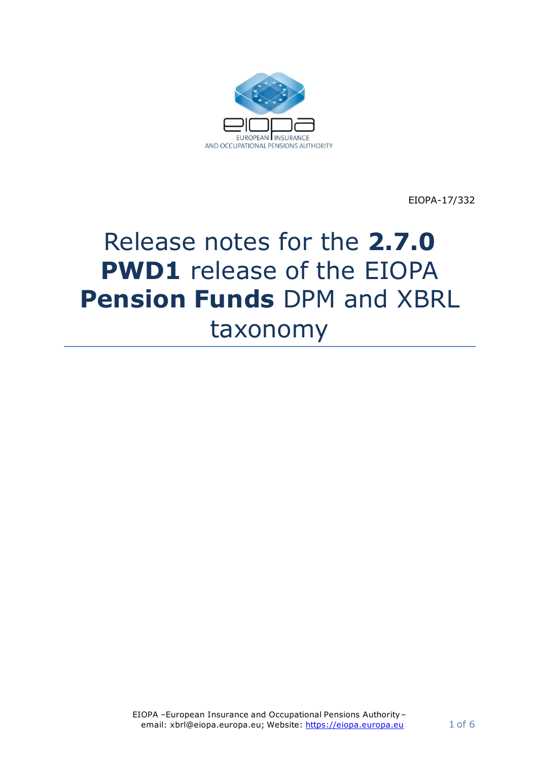EIOPA-17/332

# Release notes for the **2.7.0 PWD1** release of the EIOPA **Pension Funds** DPM and XBRL taxonomy

EIOPA –European Insurance and Occupational Pensions Authority – email: xbrl@eiopa.europa.eu; Website: https://eiopa.europa.eu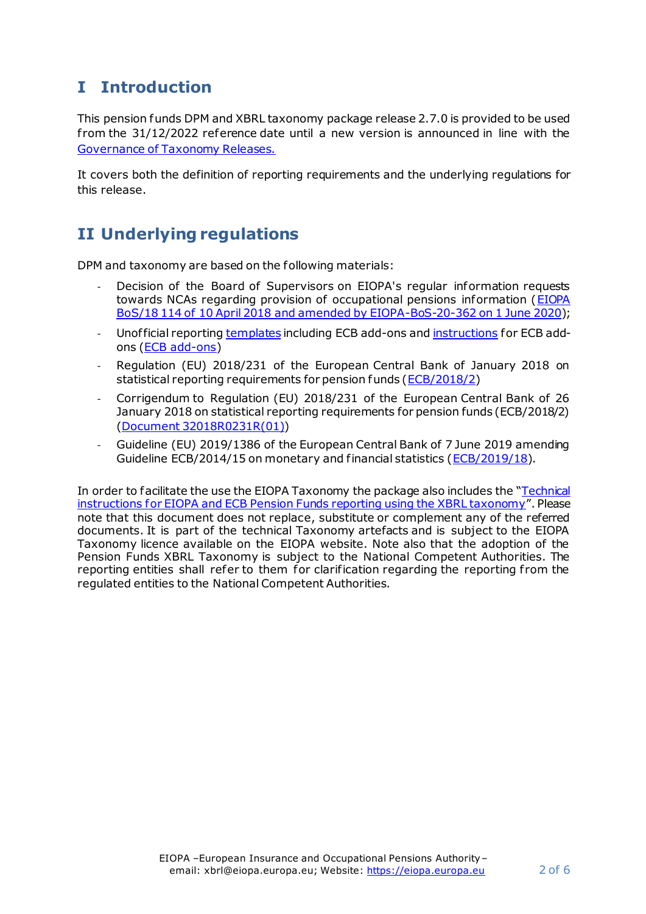# I Introduction

This pension funds DPM and XBRL taxonomy package release 2.7.0 is provided to be used from the 31/12/2022 reference date until a new version is announced in line with the Governance of Taxonomy Releases.

It covers both the definition of reporting requirements and the underlying regulations for this release.

# II Underlying regulations

DPM and taxonomy are based on the following materials:

- Decision of the Board of Supervisors on EIOPA's regular information requests towards NCAs regarding provision of occupational pensions information (EIOPA BoS/18 114 of 10 April 2018 and amended by EIOPA-BoS-20-362 on 1 June 2020);
- Unofficial reporting templates including ECB add-ons and instructions for ECB add-ons (ECB add-ons)
- Regulation (EU) 2018/231 of the European Central Bank of January 2018 on statistical reporting requirements for pension funds (ECB/2018/2)
- Corrigendum to Regulation (EU) 2018/231 of the European Central Bank of 26 January 2018 on statistical reporting requirements for pension funds (ECB/2018/2) (Document 32018R0231R(01))
- Guideline (EU) 2019/1386 of the European Central Bank of 7 June 2019 amending Guideline ECB/2014/15 on monetary and financial statistics (ECB/2019/18).

In order to facilitate the use the EIOPA Taxonomy the package also includes the "Technical instructions for EIOPA and ECB Pension Funds reporting using the XBRL taxonomy". Please note that this document does not replace, substitute or complement any of the referred documents. It is part of the technical Taxonomy artefacts and is subject to the EIOPA Taxonomy licence available on the EIOPA website. Note also that the adoption of the Pension Funds XBRL Taxonomy is subject to the National Competent Authorities. The reporting entities shall refer to them for clarification regarding the reporting from the regulated entities to the National Competent Authorities.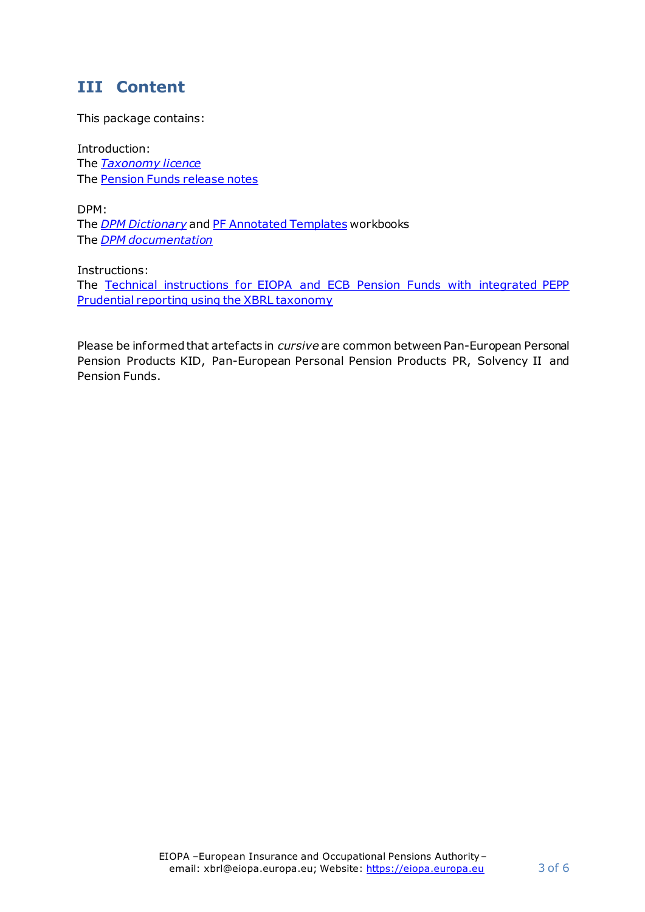## III Content

This package contains:

Introduction:
The *Taxonomy licence*
The Pension Funds release notes

DPM:
The *DPM Dictionary* and PF Annotated Templates workbooks
The *DPM documentation*

Instructions:
The Technical instructions for EIOPA and ECB Pension Funds with integrated PEPP Prudential reporting using the XBRL taxonomy

Please be informed that artefacts in *cursive* are common between Pan-European Personal Pension Products KID, Pan-European Personal Pension Products PR, Solvency II and Pension Funds.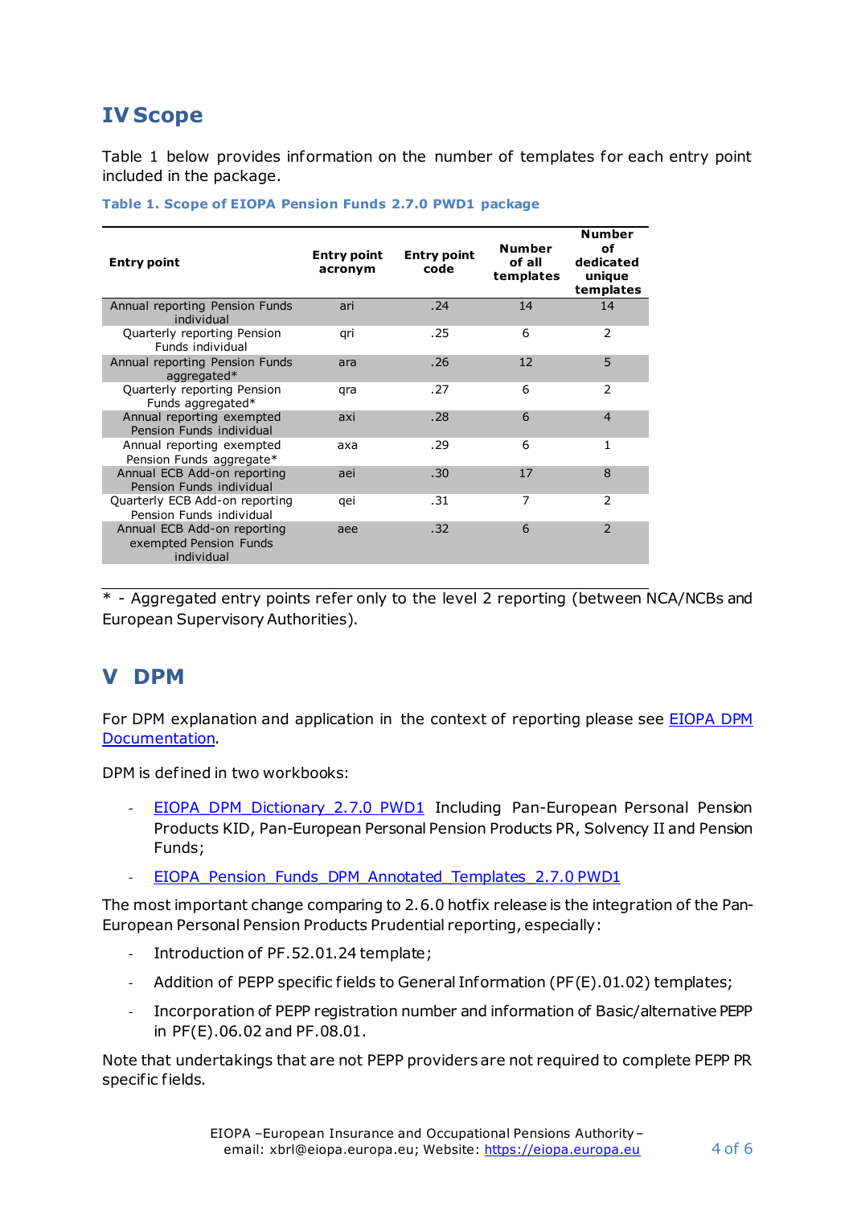# IV Scope

Table 1 below provides information on the number of templates for each entry point included in the package.

**Table 1. Scope of EIOPA Pension Funds 2.7.0 PWD1 package**

| Entry point | Entry point acronym | Entry point code | Number of all templates | Number of dedicated unique templates |
|---|---|---|---|---|
| Annual reporting Pension Funds individual | ari | .24 | 14 | 14 |
| Quarterly reporting Pension Funds individual | qri | .25 | 6 | 2 |
| Annual reporting Pension Funds aggregated* | ara | .26 | 12 | 5 |
| Quarterly reporting Pension Funds aggregated* | qra | .27 | 6 | 2 |
| Annual reporting exempted Pension Funds individual | axi | .28 | 6 | 4 |
| Annual reporting exempted Pension Funds aggregate* | axa | .29 | 6 | 1 |
| Annual ECB Add-on reporting Pension Funds individual | aei | .30 | 17 | 8 |
| Quarterly ECB Add-on reporting Pension Funds individual | qei | .31 | 7 | 2 |
| Annual ECB Add-on reporting exempted Pension Funds individual | aee | .32 | 6 | 2 |

* - Aggregated entry points refer only to the level 2 reporting (between NCA/NCBs and European Supervisory Authorities).

# V DPM

For DPM explanation and application in the context of reporting please see [EIOPA DPM Documentation](#).

DPM is defined in two workbooks:

- EIOPA_DPM_Dictionary_2.7.0 PWD1 Including Pan-European Personal Pension Products KID, Pan-European Personal Pension Products PR, Solvency II and Pension Funds;
- EIOPA_Pension_Funds_DPM_Annotated_Templates_2.7.0 PWD1

The most important change comparing to 2.6.0 hotfix release is the integration of the Pan-European Personal Pension Products Prudential reporting, especially:

- Introduction of PF.52.01.24 template;
- Addition of PEPP specific fields to General Information (PF(E).01.02) templates;
- Incorporation of PEPP registration number and information of Basic/alternative PEPP in PF(E).06.02 and PF.08.01.

Note that undertakings that are not PEPP providers are not required to complete PEPP PR specific fields.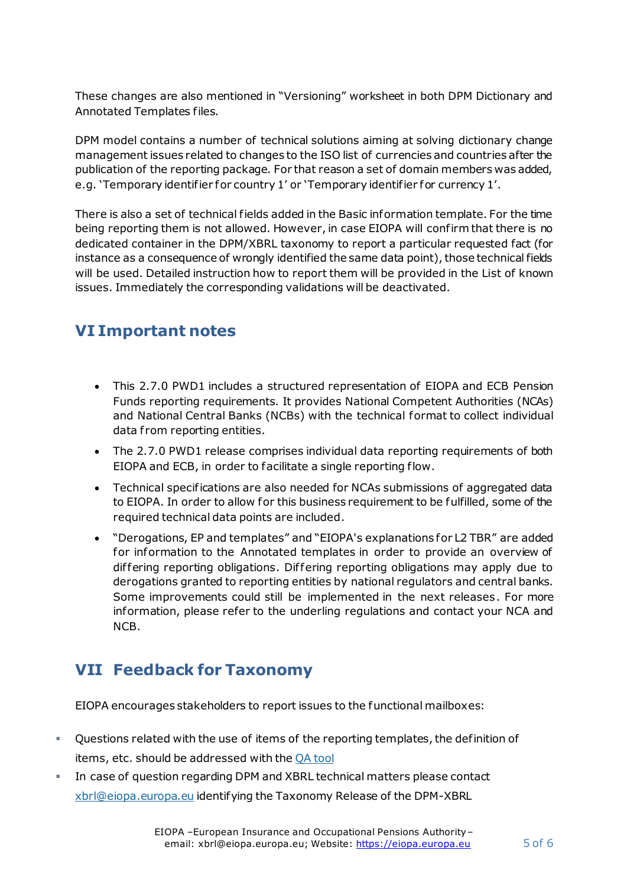These changes are also mentioned in "Versioning" worksheet in both DPM Dictionary and Annotated Templates files.

DPM model contains a number of technical solutions aiming at solving dictionary change management issues related to changes to the ISO list of currencies and countries after the publication of the reporting package. For that reason a set of domain members was added, e.g. 'Temporary identifier for country 1' or 'Temporary identifier for currency 1'.

There is also a set of technical fields added in the Basic information template. For the time being reporting them is not allowed. However, in case EIOPA will confirm that there is no dedicated container in the DPM/XBRL taxonomy to report a particular requested fact (for instance as a consequence of wrongly identified the same data point), those technical fields will be used. Detailed instruction how to report them will be provided in the List of known issues. Immediately the corresponding validations will be deactivated.

## VI Important notes

- This 2.7.0 PWD1 includes a structured representation of EIOPA and ECB Pension Funds reporting requirements. It provides National Competent Authorities (NCAs) and National Central Banks (NCBs) with the technical format to collect individual data from reporting entities.
- The 2.7.0 PWD1 release comprises individual data reporting requirements of both EIOPA and ECB, in order to facilitate a single reporting flow.
- Technical specifications are also needed for NCAs submissions of aggregated data to EIOPA. In order to allow for this business requirement to be fulfilled, some of the required technical data points are included.
- "Derogations, EP and templates" and "EIOPA's explanations for L2 TBR" are added for information to the Annotated templates in order to provide an overview of differing reporting obligations. Differing reporting obligations may apply due to derogations granted to reporting entities by national regulators and central banks. Some improvements could still be implemented in the next releases. For more information, please refer to the underling regulations and contact your NCA and NCB.

## VII Feedback for Taxonomy

EIOPA encourages stakeholders to report issues to the functional mailboxes:

- Questions related with the use of items of the reporting templates, the definition of items, etc. should be addressed with the QA tool
- In case of question regarding DPM and XBRL technical matters please contact xbrl@eiopa.europa.eu identifying the Taxonomy Release of the DPM-XBRL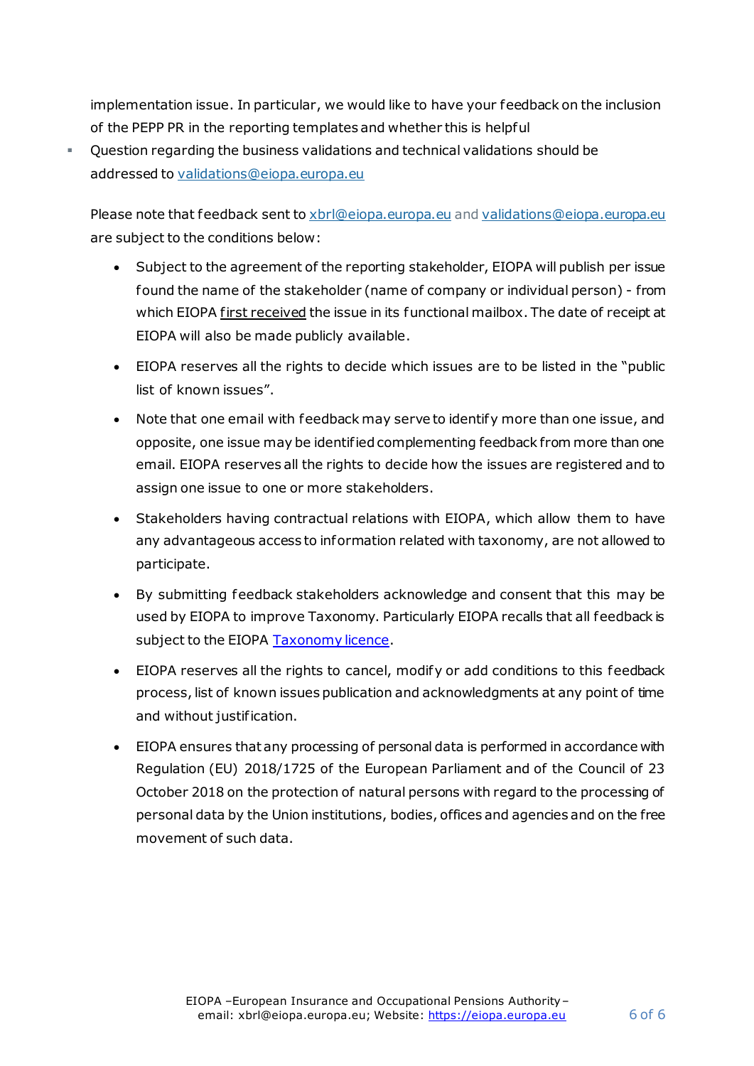implementation issue. In particular, we would like to have your feedback on the inclusion of the PEPP PR in the reporting templates and whether this is helpful

- Question regarding the business validations and technical validations should be addressed to [validations@eiopa.europa.eu](mailto:validations@eiopa.europa.eu)

Please note that feedback sent to [xbrl@eiopa.europa.eu](mailto:xbrl@eiopa.europa.eu) and [validations@eiopa.europa.eu](mailto:validations@eiopa.europa.eu) are subject to the conditions below:

- Subject to the agreement of the reporting stakeholder, EIOPA will publish per issue found the name of the stakeholder (name of company or individual person) - from which EIOPA <u>first received</u> the issue in its functional mailbox. The date of receipt at EIOPA will also be made publicly available.
- EIOPA reserves all the rights to decide which issues are to be listed in the "public list of known issues".
- Note that one email with feedback may serve to identify more than one issue, and opposite, one issue may be identified complementing feedback from more than one email. EIOPA reserves all the rights to decide how the issues are registered and to assign one issue to one or more stakeholders.
- Stakeholders having contractual relations with EIOPA, which allow them to have any advantageous access to information related with taxonomy, are not allowed to participate.
- By submitting feedback stakeholders acknowledge and consent that this may be used by EIOPA to improve Taxonomy. Particularly EIOPA recalls that all feedback is subject to the EIOPA Taxonomy licence.
- EIOPA reserves all the rights to cancel, modify or add conditions to this feedback process, list of known issues publication and acknowledgments at any point of time and without justification.
- EIOPA ensures that any processing of personal data is performed in accordance with Regulation (EU) 2018/1725 of the European Parliament and of the Council of 23 October 2018 on the protection of natural persons with regard to the processing of personal data by the Union institutions, bodies, offices and agencies and on the free movement of such data.